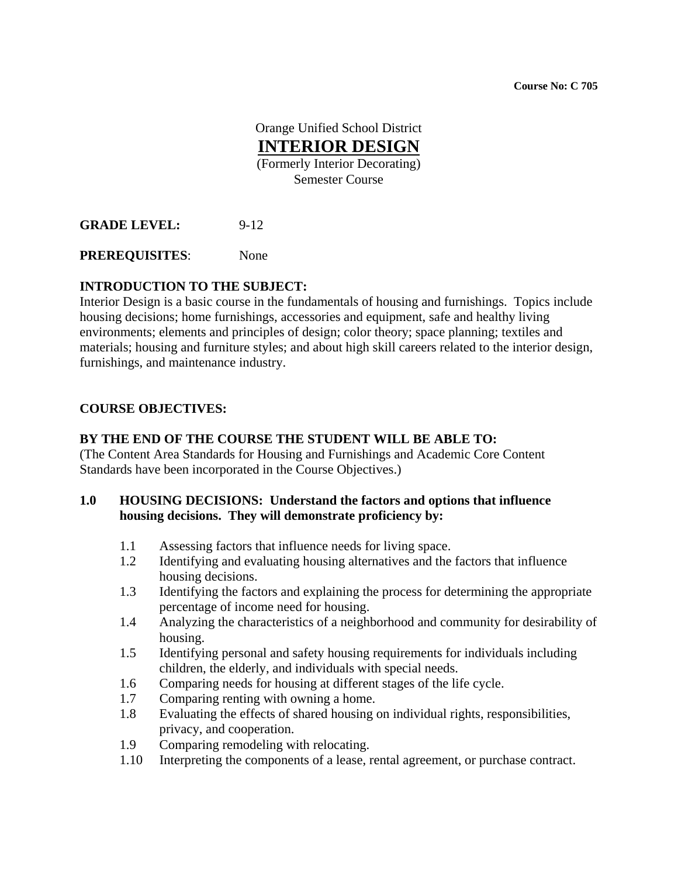**Course No: C 705**

Orange Unified School District

# INTERIOR DESIGN

(Formerly Interior Decorating)
Semester Course

**GRADE LEVEL:** 9-12

**PREREQUISITES**: None

## INTRODUCTION TO THE SUBJECT:

Interior Design is a basic course in the fundamentals of housing and furnishings. Topics include housing decisions; home furnishings, accessories and equipment, safe and healthy living environments; elements and principles of design; color theory; space planning; textiles and materials; housing and furniture styles; and about high skill careers related to the interior design, furnishings, and maintenance industry.

## COURSE OBJECTIVES:

### BY THE END OF THE COURSE THE STUDENT WILL BE ABLE TO:

(The Content Area Standards for Housing and Furnishings and Academic Core Content Standards have been incorporated in the Course Objectives.)

### 1.0 HOUSING DECISIONS: Understand the factors and options that influence housing decisions. They will demonstrate proficiency by:

- 1.1 Assessing factors that influence needs for living space.
- 1.2 Identifying and evaluating housing alternatives and the factors that influence housing decisions.
- 1.3 Identifying the factors and explaining the process for determining the appropriate percentage of income need for housing.
- 1.4 Analyzing the characteristics of a neighborhood and community for desirability of housing.
- 1.5 Identifying personal and safety housing requirements for individuals including children, the elderly, and individuals with special needs.
- 1.6 Comparing needs for housing at different stages of the life cycle.
- 1.7 Comparing renting with owning a home.
- 1.8 Evaluating the effects of shared housing on individual rights, responsibilities, privacy, and cooperation.
- 1.9 Comparing remodeling with relocating.
- 1.10 Interpreting the components of a lease, rental agreement, or purchase contract.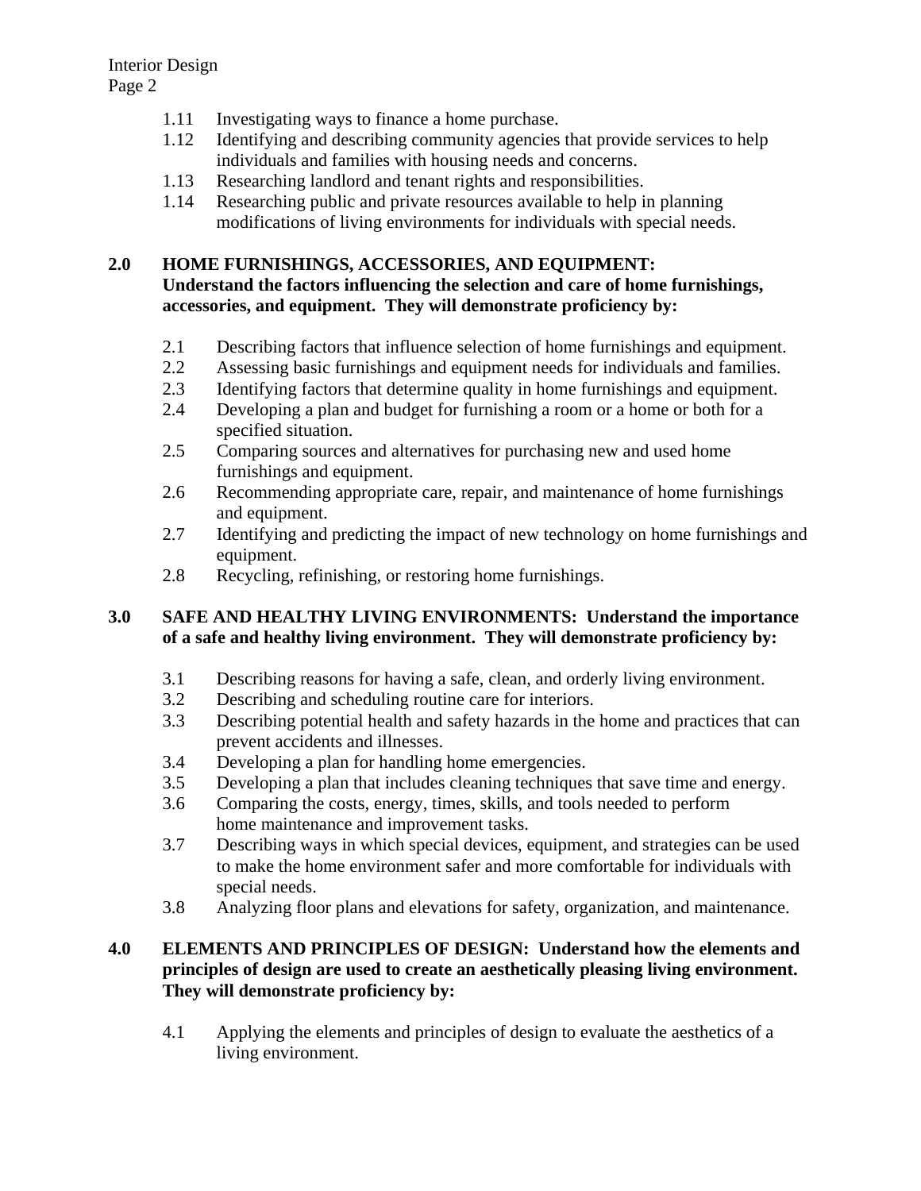1.11 Investigating ways to finance a home purchase.
1.12 Identifying and describing community agencies that provide services to help individuals and families with housing needs and concerns.
1.13 Researching landlord and tenant rights and responsibilities.
1.14 Researching public and private resources available to help in planning modifications of living environments for individuals with special needs.

**2.0 HOME FURNISHINGS, ACCESSORIES, AND EQUIPMENT: Understand the factors influencing the selection and care of home furnishings, accessories, and equipment. They will demonstrate proficiency by:**

2.1 Describing factors that influence selection of home furnishings and equipment.
2.2 Assessing basic furnishings and equipment needs for individuals and families.
2.3 Identifying factors that determine quality in home furnishings and equipment.
2.4 Developing a plan and budget for furnishing a room or a home or both for a specified situation.
2.5 Comparing sources and alternatives for purchasing new and used home furnishings and equipment.
2.6 Recommending appropriate care, repair, and maintenance of home furnishings and equipment.
2.7 Identifying and predicting the impact of new technology on home furnishings and equipment.
2.8 Recycling, refinishing, or restoring home furnishings.

**3.0 SAFE AND HEALTHY LIVING ENVIRONMENTS: Understand the importance of a safe and healthy living environment. They will demonstrate proficiency by:**

3.1 Describing reasons for having a safe, clean, and orderly living environment.
3.2 Describing and scheduling routine care for interiors.
3.3 Describing potential health and safety hazards in the home and practices that can prevent accidents and illnesses.
3.4 Developing a plan for handling home emergencies.
3.5 Developing a plan that includes cleaning techniques that save time and energy.
3.6 Comparing the costs, energy, times, skills, and tools needed to perform home maintenance and improvement tasks.
3.7 Describing ways in which special devices, equipment, and strategies can be used to make the home environment safer and more comfortable for individuals with special needs.
3.8 Analyzing floor plans and elevations for safety, organization, and maintenance.

**4.0 ELEMENTS AND PRINCIPLES OF DESIGN: Understand how the elements and principles of design are used to create an aesthetically pleasing living environment. They will demonstrate proficiency by:**

4.1 Applying the elements and principles of design to evaluate the aesthetics of a living environment.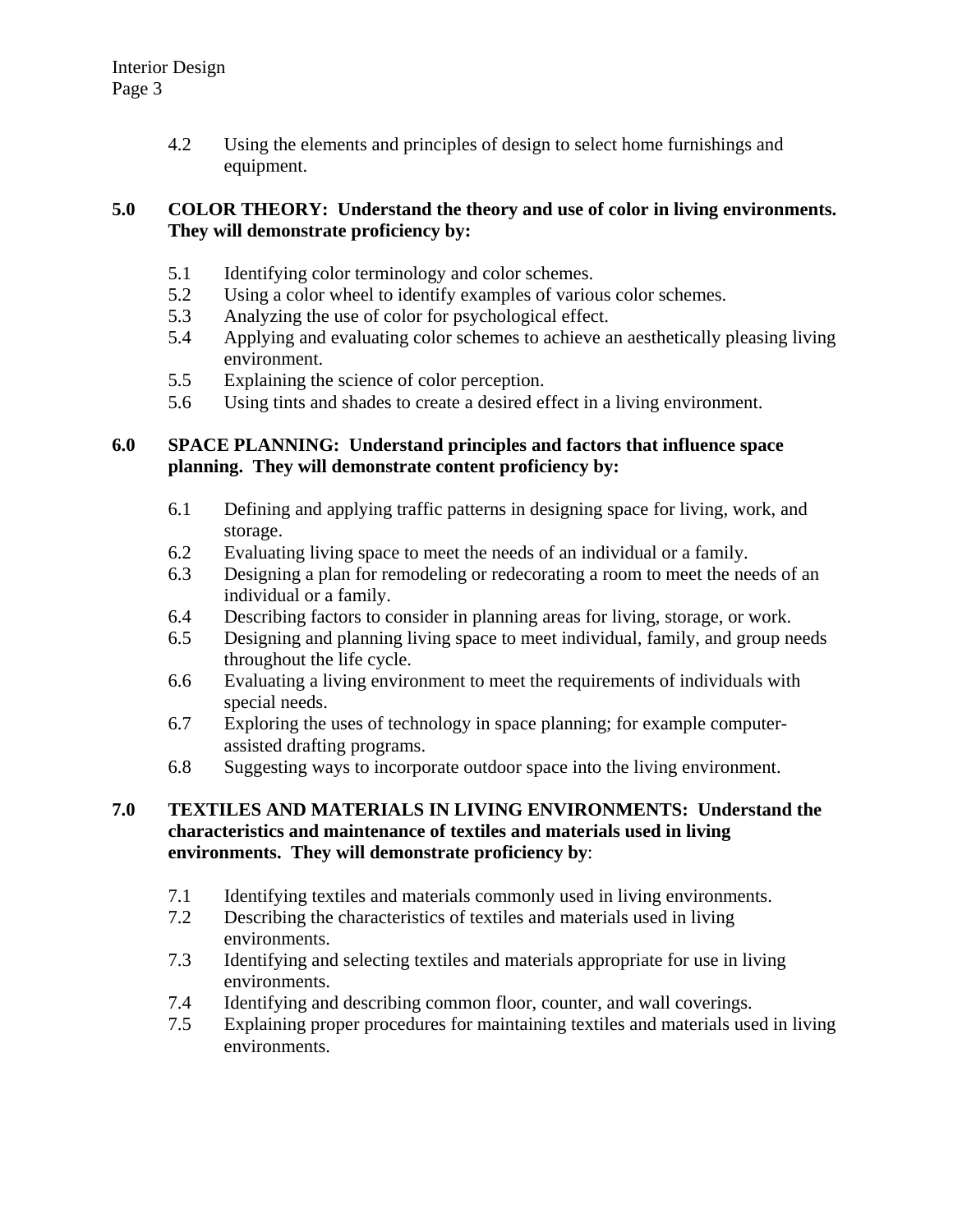4.2 Using the elements and principles of design to select home furnishings and equipment.

**5.0 COLOR THEORY: Understand the theory and use of color in living environments. They will demonstrate proficiency by:**

- 5.1 Identifying color terminology and color schemes.
- 5.2 Using a color wheel to identify examples of various color schemes.
- 5.3 Analyzing the use of color for psychological effect.
- 5.4 Applying and evaluating color schemes to achieve an aesthetically pleasing living environment.
- 5.5 Explaining the science of color perception.
- 5.6 Using tints and shades to create a desired effect in a living environment.

**6.0 SPACE PLANNING: Understand principles and factors that influence space planning. They will demonstrate content proficiency by:**

- 6.1 Defining and applying traffic patterns in designing space for living, work, and storage.
- 6.2 Evaluating living space to meet the needs of an individual or a family.
- 6.3 Designing a plan for remodeling or redecorating a room to meet the needs of an individual or a family.
- 6.4 Describing factors to consider in planning areas for living, storage, or work.
- 6.5 Designing and planning living space to meet individual, family, and group needs throughout the life cycle.
- 6.6 Evaluating a living environment to meet the requirements of individuals with special needs.
- 6.7 Exploring the uses of technology in space planning; for example computer-assisted drafting programs.
- 6.8 Suggesting ways to incorporate outdoor space into the living environment.

**7.0 TEXTILES AND MATERIALS IN LIVING ENVIRONMENTS: Understand the characteristics and maintenance of textiles and materials used in living environments. They will demonstrate proficiency by**:

- 7.1 Identifying textiles and materials commonly used in living environments.
- 7.2 Describing the characteristics of textiles and materials used in living environments.
- 7.3 Identifying and selecting textiles and materials appropriate for use in living environments.
- 7.4 Identifying and describing common floor, counter, and wall coverings.
- 7.5 Explaining proper procedures for maintaining textiles and materials used in living environments.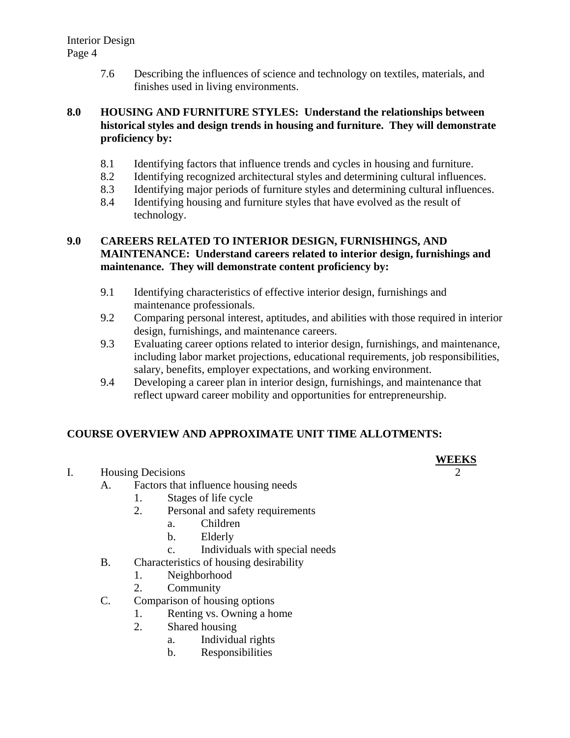7.6 Describing the influences of science and technology on textiles, materials, and finishes used in living environments.

**8.0 HOUSING AND FURNITURE STYLES: Understand the relationships between historical styles and design trends in housing and furniture. They will demonstrate proficiency by:**

8.1 Identifying factors that influence trends and cycles in housing and furniture.
8.2 Identifying recognized architectural styles and determining cultural influences.
8.3 Identifying major periods of furniture styles and determining cultural influences.
8.4 Identifying housing and furniture styles that have evolved as the result of technology.

**9.0 CAREERS RELATED TO INTERIOR DESIGN, FURNISHINGS, AND MAINTENANCE: Understand careers related to interior design, furnishings and maintenance. They will demonstrate content proficiency by:**

9.1 Identifying characteristics of effective interior design, furnishings and maintenance professionals.
9.2 Comparing personal interest, aptitudes, and abilities with those required in interior design, furnishings, and maintenance careers.
9.3 Evaluating career options related to interior design, furnishings, and maintenance, including labor market projections, educational requirements, job responsibilities, salary, benefits, employer expectations, and working environment.
9.4 Developing a career plan in interior design, furnishings, and maintenance that reflect upward career mobility and opportunities for entrepreneurship.

**COURSE OVERVIEW AND APPROXIMATE UNIT TIME ALLOTMENTS:**

| | WEEKS |
|---|---|
| I. Housing Decisions | 2 |

- A. Factors that influence housing needs
  1. Stages of life cycle
  2. Personal and safety requirements
     a. Children
     b. Elderly
     c. Individuals with special needs
- B. Characteristics of housing desirability
  1. Neighborhood
  2. Community
- C. Comparison of housing options
  1. Renting vs. Owning a home
  2. Shared housing
     a. Individual rights
     b. Responsibilities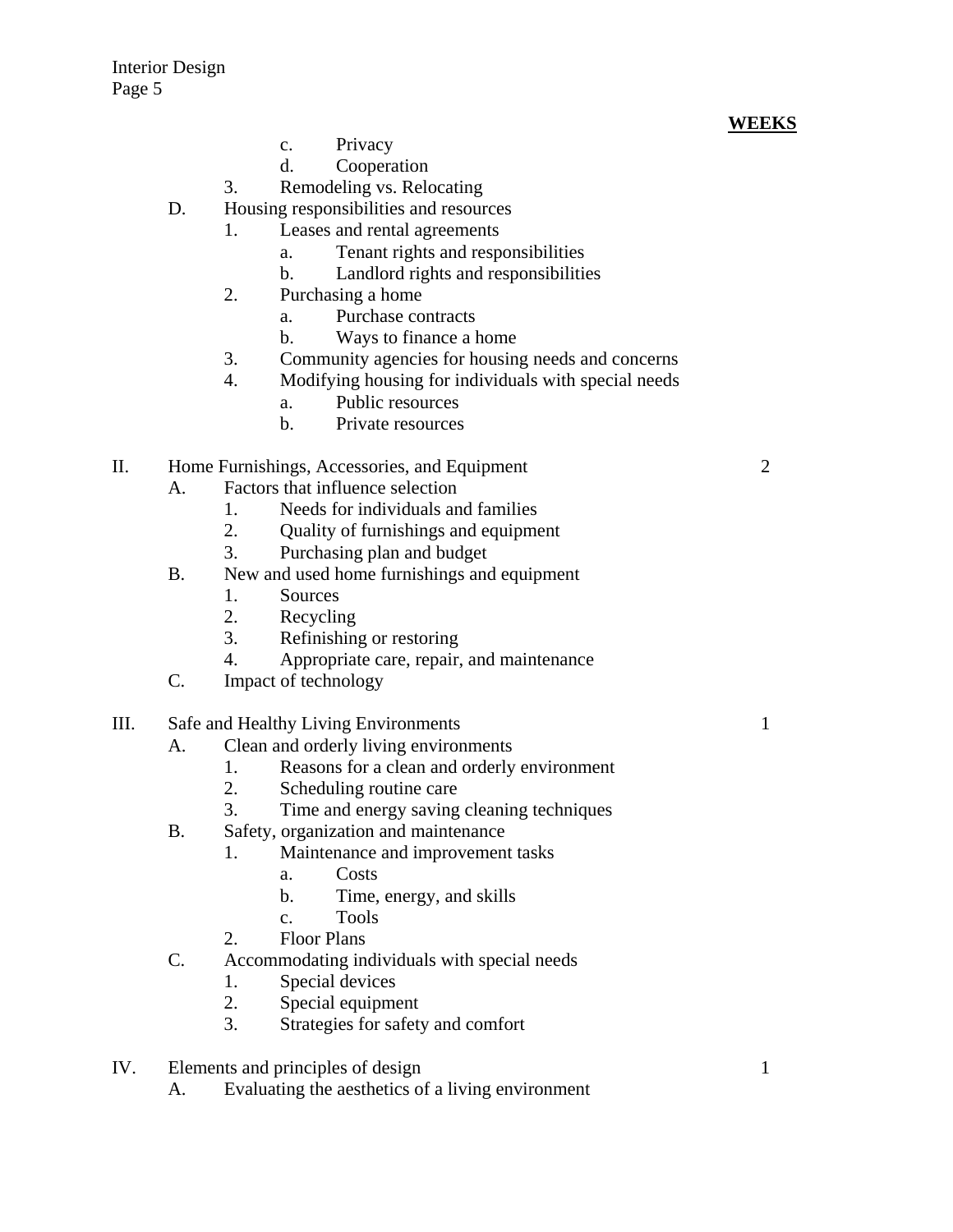**WEEKS**

- c. Privacy
- d. Cooperation

3. Remodeling vs. Relocating

D. Housing responsibilities and resources
1. Leases and rental agreements
   - a. Tenant rights and responsibilities
   - b. Landlord rights and responsibilities
2. Purchasing a home
   - a. Purchase contracts
   - b. Ways to finance a home
3. Community agencies for housing needs and concerns
4. Modifying housing for individuals with special needs
   - a. Public resources
   - b. Private resources

II. Home Furnishings, Accessories, and Equipment — 2

A. Factors that influence selection
1. Needs for individuals and families
2. Quality of furnishings and equipment
3. Purchasing plan and budget

B. New and used home furnishings and equipment
1. Sources
2. Recycling
3. Refinishing or restoring
4. Appropriate care, repair, and maintenance

C. Impact of technology

III. Safe and Healthy Living Environments — 1

A. Clean and orderly living environments
1. Reasons for a clean and orderly environment
2. Scheduling routine care
3. Time and energy saving cleaning techniques

B. Safety, organization and maintenance
1. Maintenance and improvement tasks
   - a. Costs
   - b. Time, energy, and skills
   - c. Tools
2. Floor Plans

C. Accommodating individuals with special needs
1. Special devices
2. Special equipment
3. Strategies for safety and comfort

IV. Elements and principles of design — 1

A. Evaluating the aesthetics of a living environment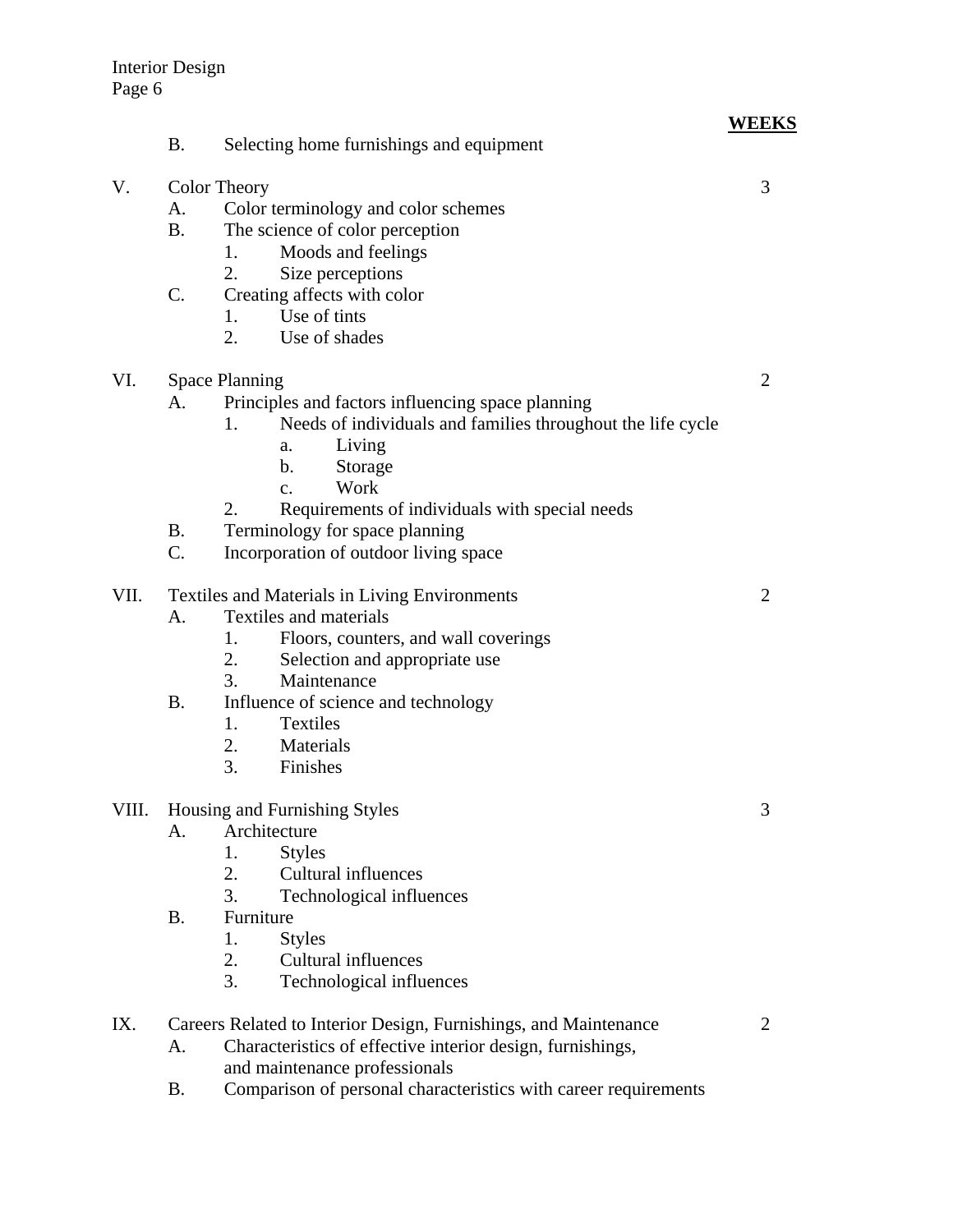**WEEKS**

B. Selecting home furnishings and equipment

V. Color Theory — 3

- A. Color terminology and color schemes
- B. The science of color perception
  1. Moods and feelings
  2. Size perceptions
- C. Creating affects with color
  1. Use of tints
  2. Use of shades

VI. Space Planning — 2

- A. Principles and factors influencing space planning
  1. Needs of individuals and families throughout the life cycle
     - a. Living
     - b. Storage
     - c. Work
  2. Requirements of individuals with special needs
- B. Terminology for space planning
- C. Incorporation of outdoor living space

VII. Textiles and Materials in Living Environments — 2

- A. Textiles and materials
  1. Floors, counters, and wall coverings
  2. Selection and appropriate use
  3. Maintenance
- B. Influence of science and technology
  1. Textiles
  2. Materials
  3. Finishes

VIII. Housing and Furnishing Styles — 3

- A. Architecture
  1. Styles
  2. Cultural influences
  3. Technological influences
- B. Furniture
  1. Styles
  2. Cultural influences
  3. Technological influences

IX. Careers Related to Interior Design, Furnishings, and Maintenance — 2

- A. Characteristics of effective interior design, furnishings, and maintenance professionals
- B. Comparison of personal characteristics with career requirements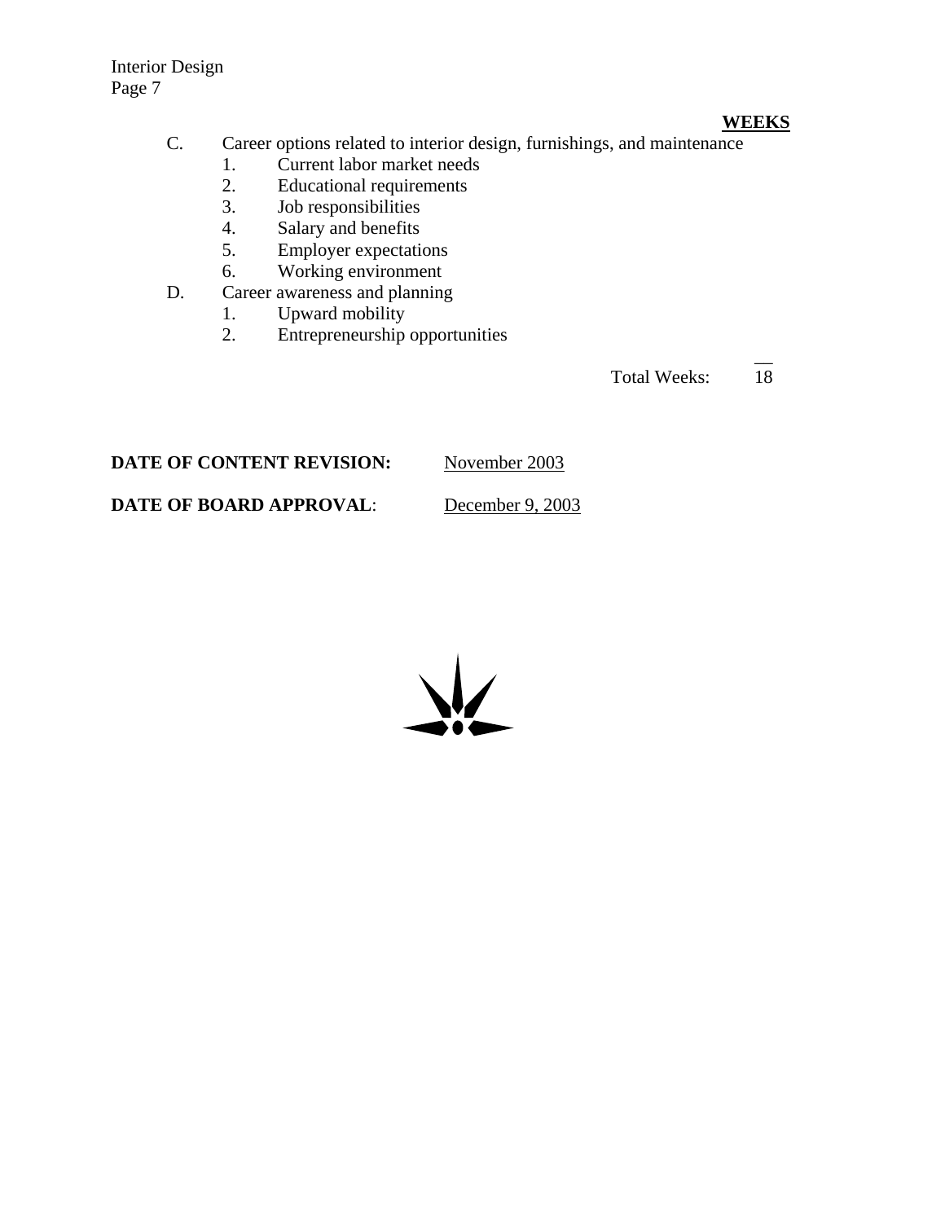**WEEKS**

C. Career options related to interior design, furnishings, and maintenance
   1. Current labor market needs
   2. Educational requirements
   3. Job responsibilities
   4. Salary and benefits
   5. Employer expectations
   6. Working environment

D. Career awareness and planning
   1. Upward mobility
   2. Entrepreneurship opportunities

Total Weeks: 18

**DATE OF CONTENT REVISION:** November 2003

**DATE OF BOARD APPROVAL**: December 9, 2003